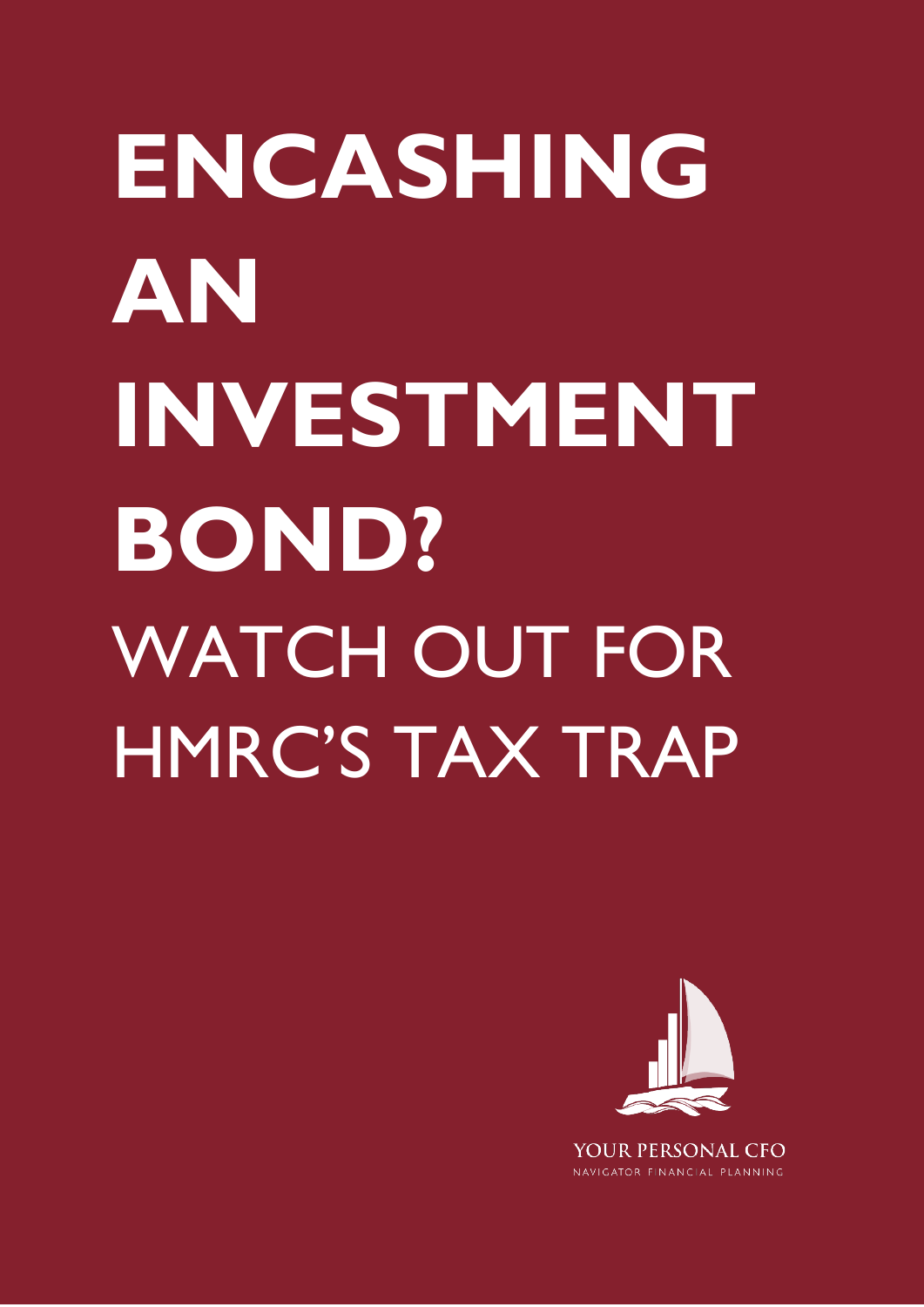# ENCASHING AN INVESTMENT BOND?

## WATCH OUT FOR HMRC'S TAX TRAP

YOUR PERSONAL CFO

NAVIGATOR FINANCIAL PLANNING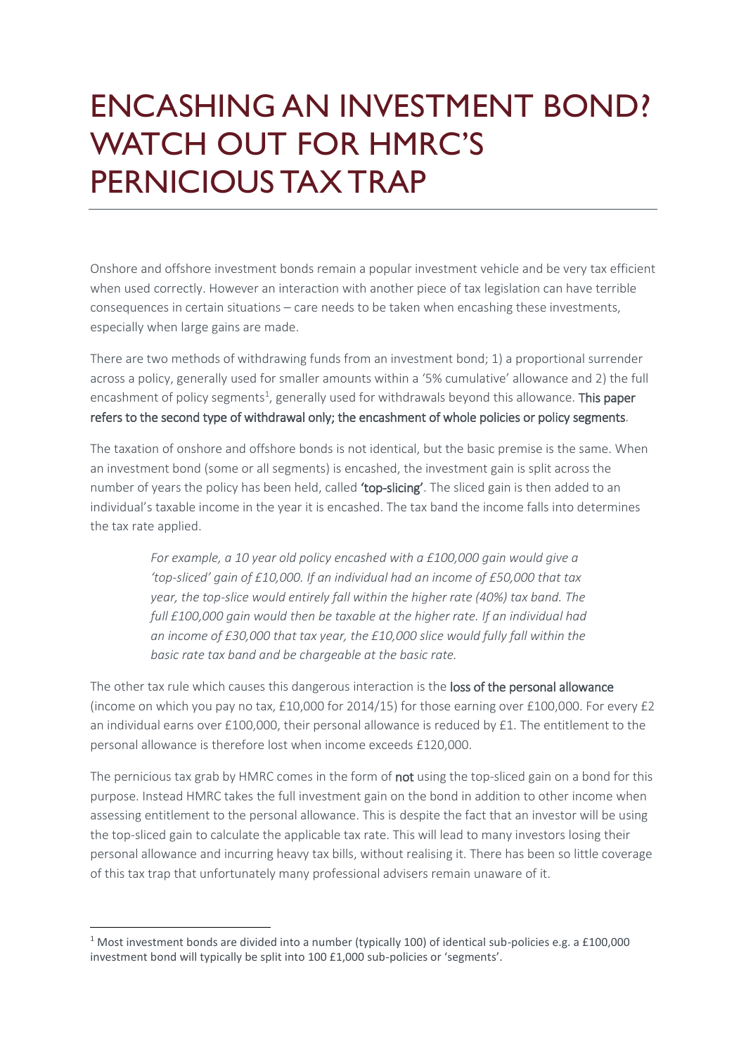# ENCASHING AN INVESTMENT BOND? WATCH OUT FOR HMRC'S PERNICIOUS TAX TRAP

Onshore and offshore investment bonds remain a popular investment vehicle and be very tax efficient when used correctly. However an interaction with another piece of tax legislation can have terrible consequences in certain situations – care needs to be taken when encashing these investments, especially when large gains are made.

There are two methods of withdrawing funds from an investment bond; 1) a proportional surrender across a policy, generally used for smaller amounts within a '5% cumulative' allowance and 2) the full encashment of policy segments[1], generally used for withdrawals beyond this allowance. **This paper refers to the second type of withdrawal only; the encashment of whole policies or policy segments**.

The taxation of onshore and offshore bonds is not identical, but the basic premise is the same. When an investment bond (some or all segments) is encashed, the investment gain is split across the number of years the policy has been held, called **'top-slicing'**. The sliced gain is then added to an individual's taxable income in the year it is encashed. The tax band the income falls into determines the tax rate applied.

> *For example, a 10 year old policy encashed with a £100,000 gain would give a 'top-sliced' gain of £10,000. If an individual had an income of £50,000 that tax year, the top-slice would entirely fall within the higher rate (40%) tax band. The full £100,000 gain would then be taxable at the higher rate. If an individual had an income of £30,000 that tax year, the £10,000 slice would fully fall within the basic rate tax band and be chargeable at the basic rate.*

The other tax rule which causes this dangerous interaction is the **loss of the personal allowance** (income on which you pay no tax, £10,000 for 2014/15) for those earning over £100,000. For every £2 an individual earns over £100,000, their personal allowance is reduced by £1. The entitlement to the personal allowance is therefore lost when income exceeds £120,000.

The pernicious tax grab by HMRC comes in the form of **not** using the top-sliced gain on a bond for this purpose. Instead HMRC takes the full investment gain on the bond in addition to other income when assessing entitlement to the personal allowance. This is despite the fact that an investor will be using the top-sliced gain to calculate the applicable tax rate. This will lead to many investors losing their personal allowance and incurring heavy tax bills, without realising it. There has been so little coverage of this tax trap that unfortunately many professional advisers remain unaware of it.

[1] Most investment bonds are divided into a number (typically 100) of identical sub-policies e.g. a £100,000 investment bond will typically be split into 100 £1,000 sub-policies or 'segments'.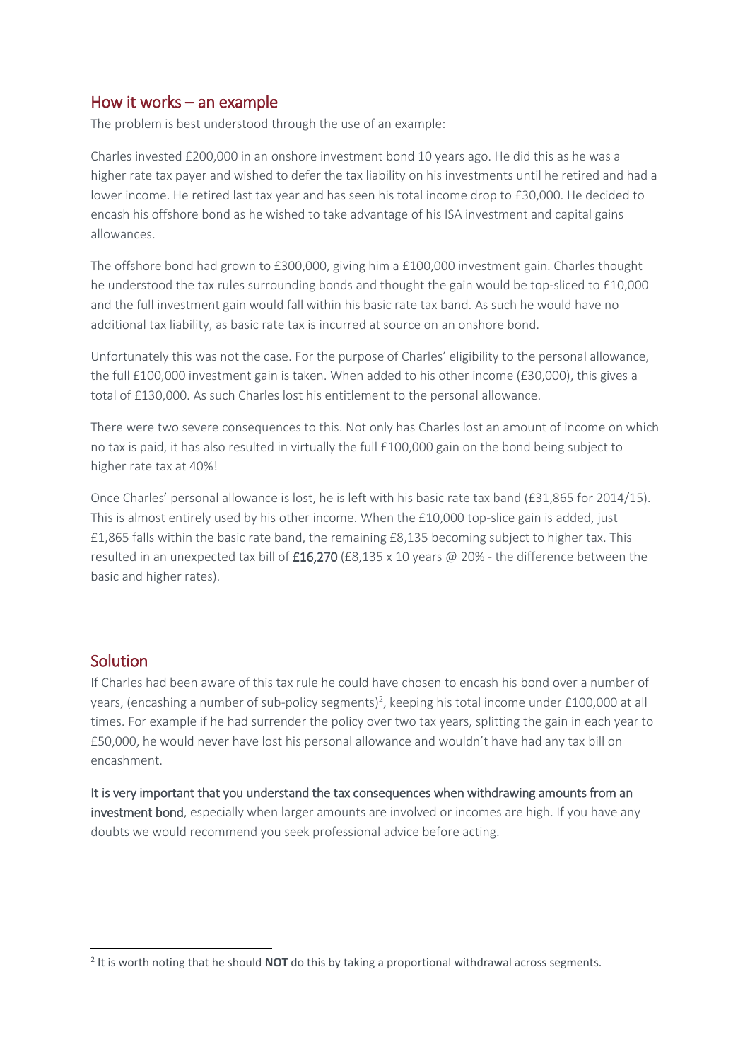## How it works – an example

The problem is best understood through the use of an example:

Charles invested £200,000 in an onshore investment bond 10 years ago. He did this as he was a higher rate tax payer and wished to defer the tax liability on his investments until he retired and had a lower income. He retired last tax year and has seen his total income drop to £30,000. He decided to encash his offshore bond as he wished to take advantage of his ISA investment and capital gains allowances.

The offshore bond had grown to £300,000, giving him a £100,000 investment gain. Charles thought he understood the tax rules surrounding bonds and thought the gain would be top-sliced to £10,000 and the full investment gain would fall within his basic rate tax band. As such he would have no additional tax liability, as basic rate tax is incurred at source on an onshore bond.

Unfortunately this was not the case. For the purpose of Charles' eligibility to the personal allowance, the full £100,000 investment gain is taken. When added to his other income (£30,000), this gives a total of £130,000. As such Charles lost his entitlement to the personal allowance.

There were two severe consequences to this. Not only has Charles lost an amount of income on which no tax is paid, it has also resulted in virtually the full £100,000 gain on the bond being subject to higher rate tax at 40%!

Once Charles' personal allowance is lost, he is left with his basic rate tax band (£31,865 for 2014/15). This is almost entirely used by his other income. When the £10,000 top-slice gain is added, just £1,865 falls within the basic rate band, the remaining £8,135 becoming subject to higher tax. This resulted in an unexpected tax bill of **£16,270** (£8,135 x 10 years @ 20% - the difference between the basic and higher rates).

## Solution

If Charles had been aware of this tax rule he could have chosen to encash his bond over a number of years, (encashing a number of sub-policy segments)[2], keeping his total income under £100,000 at all times. For example if he had surrender the policy over two tax years, splitting the gain in each year to £50,000, he would never have lost his personal allowance and wouldn't have had any tax bill on encashment.

**It is very important that you understand the tax consequences when withdrawing amounts from an investment bond**, especially when larger amounts are involved or incomes are high. If you have any doubts we would recommend you seek professional advice before acting.

---

[2] It is worth noting that he should **NOT** do this by taking a proportional withdrawal across segments.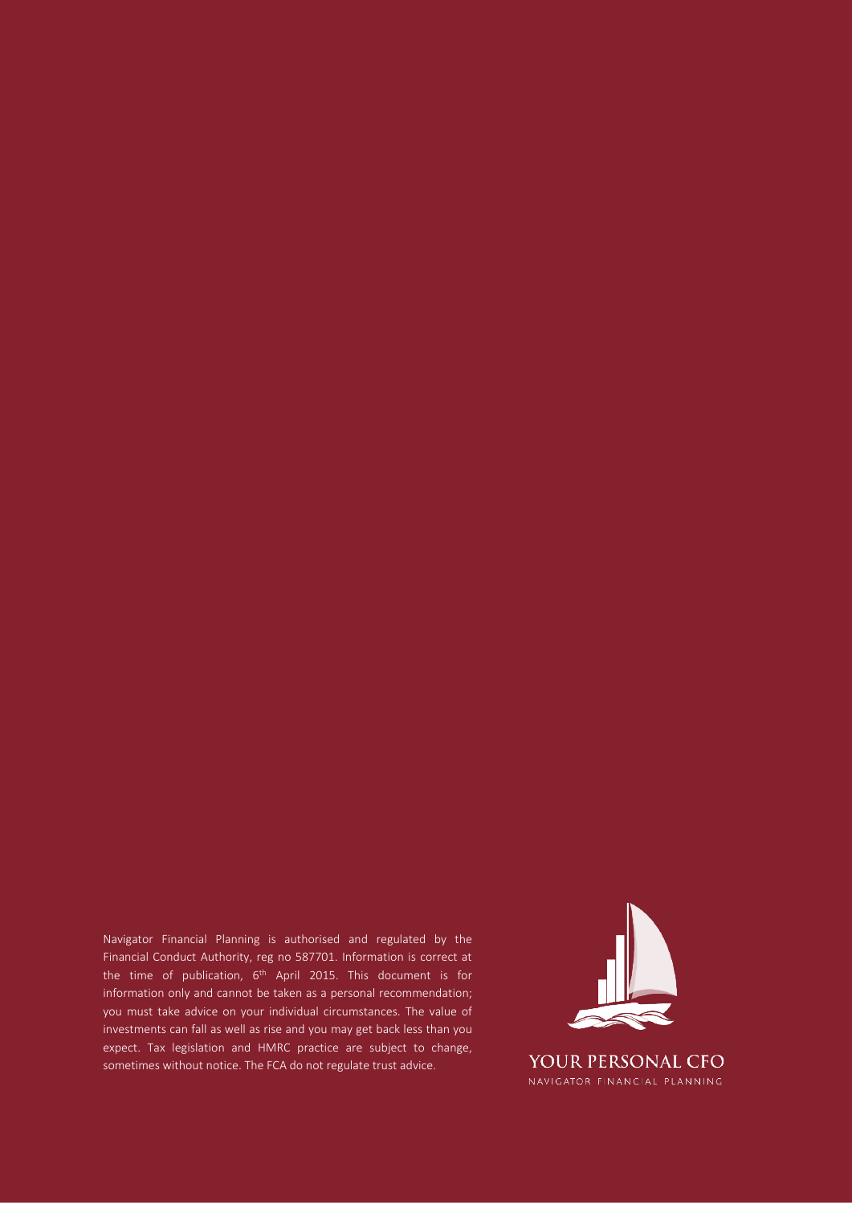Navigator Financial Planning is authorised and regulated by the Financial Conduct Authority, reg no 587701. Information is correct at the time of publication, 6th April 2015. This document is for information only and cannot be taken as a personal recommendation; you must take advice on your individual circumstances. The value of investments can fall as well as rise and you may get back less than you expect. Tax legislation and HMRC practice are subject to change, sometimes without notice. The FCA do not regulate trust advice.

YOUR PERSONAL CFO

NAVIGATOR FINANCIAL PLANNING